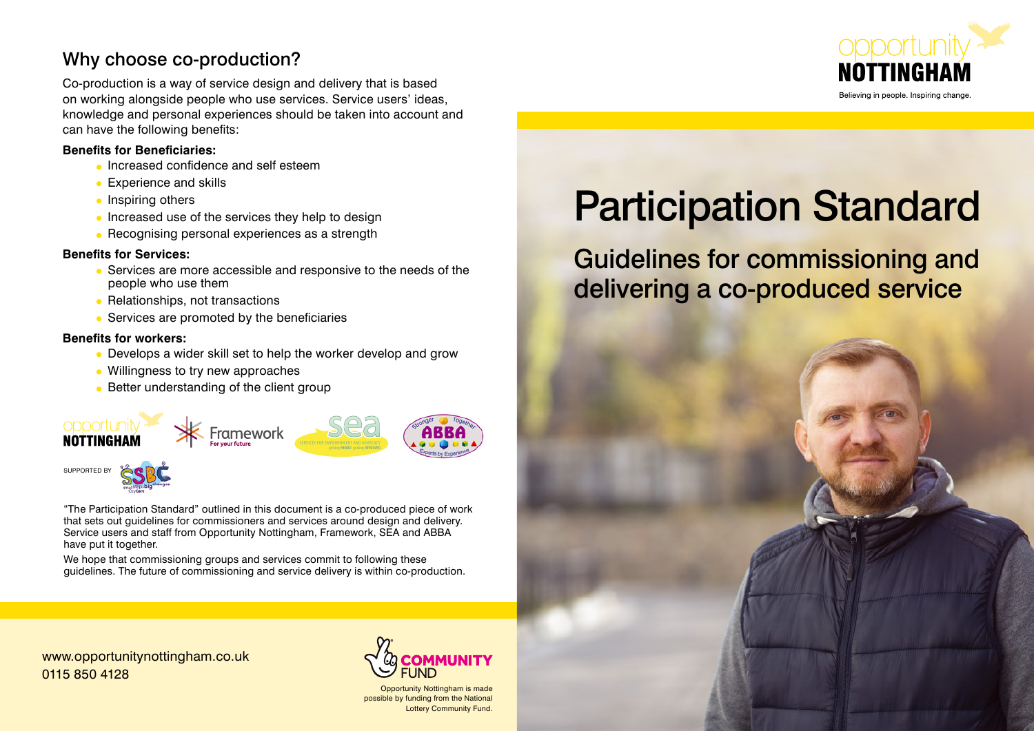# Participation Standard

## Guidelines for commissioning and delivering a co-produced service

opportunity NOTTINGHAM

Believing in people. Inspiring change.

## Why choose co-production?

Co-production is a way of service design and delivery that is based on working alongside people who use services. Service users' ideas, knowledge and personal experiences should be taken into account and can have the following benefits:

**Benefits for Beneficiaries:**

- Increased confidence and self esteem
- Experience and skills
- Inspiring others
- Increased use of the services they help to design
- Recognising personal experiences as a strength

**Benefits for Services:**

- Services are more accessible and responsive to the needs of the people who use them
- Relationships, not transactions
- Services are promoted by the beneficiaries

**Benefits for workers:**

- Develops a wider skill set to help the worker develop and grow
- Willingness to try new approaches
- Better understanding of the client group

opportunity NOTTINGHAM | Framework For your future | sea SERVICES FOR EMPOWERMENT AND ADVOCACY getting HEARD getting INVOLVED | Stronger Together ABBA Experts by Experience

SUPPORTED BY SSBC small steps big changes CityCare

"The Participation Standard" outlined in this document is a co-produced piece of work that sets out guidelines for commissioners and services around design and delivery. Service users and staff from Opportunity Nottingham, Framework, SEA and ABBA have put it together.

We hope that commissioning groups and services commit to following these guidelines. The future of commissioning and service delivery is within co-production.

www.opportunitynottingham.co.uk
0115 850 4128

COMMUNITY FUND

Opportunity Nottingham is made possible by funding from the National Lottery Community Fund.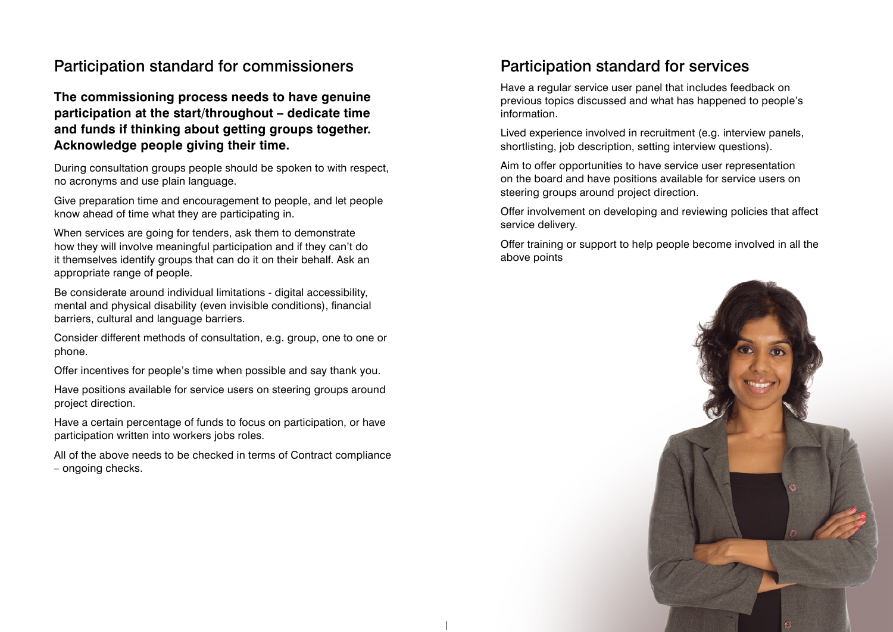## Participation standard for commissioners

**The commissioning process needs to have genuine participation at the start/throughout – dedicate time and funds if thinking about getting groups together. Acknowledge people giving their time.**

During consultation groups people should be spoken to with respect, no acronyms and use plain language.

Give preparation time and encouragement to people, and let people know ahead of time what they are participating in.

When services are going for tenders, ask them to demonstrate how they will involve meaningful participation and if they can't do it themselves identify groups that can do it on their behalf. Ask an appropriate range of people.

Be considerate around individual limitations - digital accessibility, mental and physical disability (even invisible conditions), financial barriers, cultural and language barriers.

Consider different methods of consultation, e.g. group, one to one or phone.

Offer incentives for people's time when possible and say thank you.

Have positions available for service users on steering groups around project direction.

Have a certain percentage of funds to focus on participation, or have participation written into workers jobs roles.

All of the above needs to be checked in terms of Contract compliance – ongoing checks.

## Participation standard for services

Have a regular service user panel that includes feedback on previous topics discussed and what has happened to people's information.

Lived experience involved in recruitment (e.g. interview panels, shortlisting, job description, setting interview questions).

Aim to offer opportunities to have service user representation on the board and have positions available for service users on steering groups around project direction.

Offer involvement on developing and reviewing policies that affect service delivery.

Offer training or support to help people become involved in all the above points